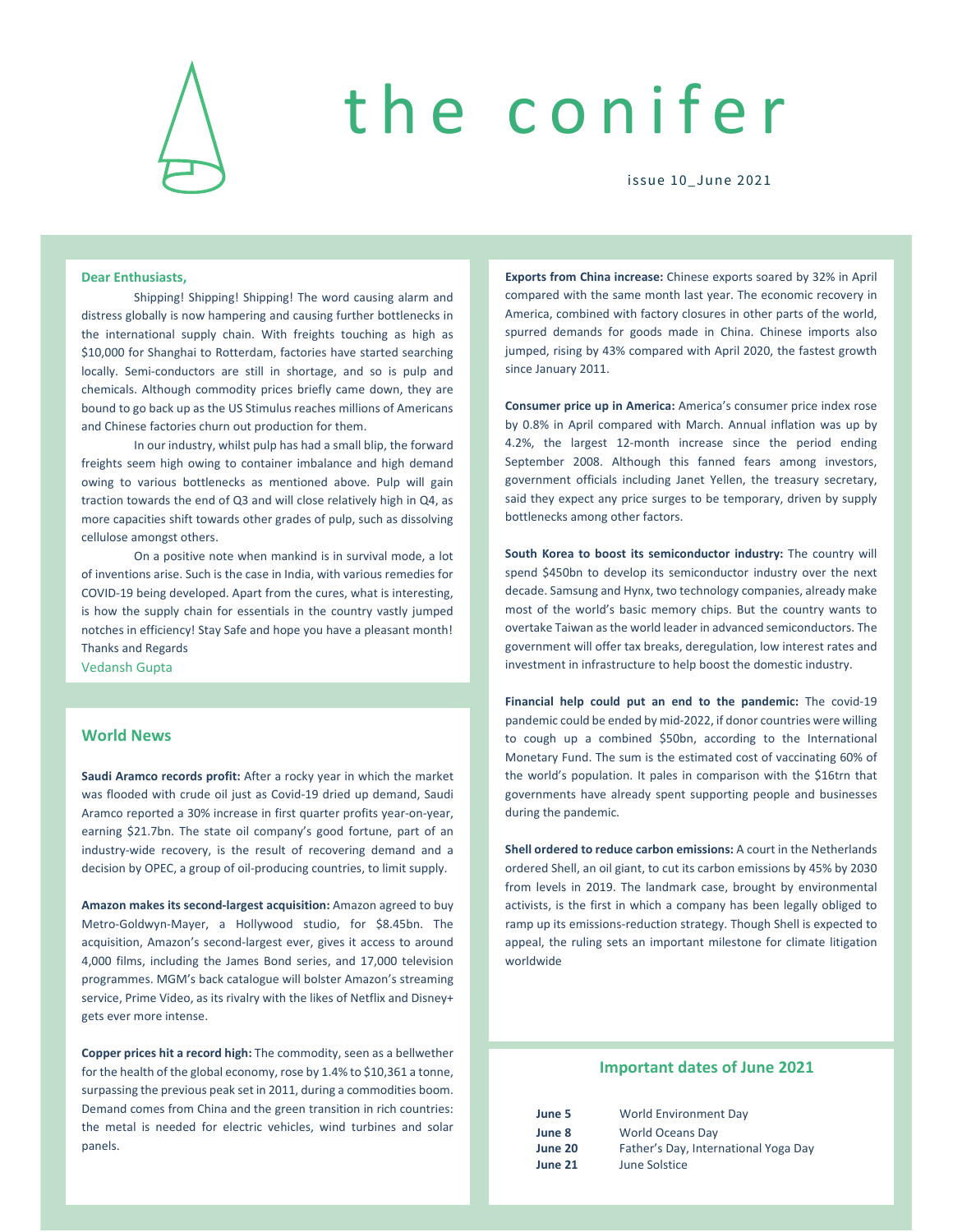# the conifer

issue 10_June 2021

**Dear Enthusiasts,**

Shipping! Shipping! Shipping! The word causing alarm and distress globally is now hampering and causing further bottlenecks in the international supply chain. With freights touching as high as $10,000 for Shanghai to Rotterdam, factories have started searching locally. Semi-conductors are still in shortage, and so is pulp and chemicals. Although commodity prices briefly came down, they are bound to go back up as the US Stimulus reaches millions of Americans and Chinese factories churn out production for them.

In our industry, whilst pulp has had a small blip, the forward freights seem high owing to container imbalance and high demand owing to various bottlenecks as mentioned above. Pulp will gain traction towards the end of Q3 and will close relatively high in Q4, as more capacities shift towards other grades of pulp, such as dissolving cellulose amongst others.

On a positive note when mankind is in survival mode, a lot of inventions arise. Such is the case in India, with various remedies for COVID-19 being developed. Apart from the cures, what is interesting, is how the supply chain for essentials in the country vastly jumped notches in efficiency! Stay Safe and hope you have a pleasant month!

Thanks and Regards

Vedansh Gupta

## World News

**Saudi Aramco records profit:** After a rocky year in which the market was flooded with crude oil just as Covid-19 dried up demand, Saudi Aramco reported a 30% increase in first quarter profits year-on-year, earning $21.7bn. The state oil company's good fortune, part of an industry-wide recovery, is the result of recovering demand and a decision by OPEC, a group of oil-producing countries, to limit supply.

**Amazon makes its second-largest acquisition:** Amazon agreed to buy Metro-Goldwyn-Mayer, a Hollywood studio, for $8.45bn. The acquisition, Amazon's second-largest ever, gives it access to around 4,000 films, including the James Bond series, and 17,000 television programmes. MGM's back catalogue will bolster Amazon's streaming service, Prime Video, as its rivalry with the likes of Netflix and Disney+ gets ever more intense.

**Copper prices hit a record high:** The commodity, seen as a bellwether for the health of the global economy, rose by 1.4% to $10,361 a tonne, surpassing the previous peak set in 2011, during a commodities boom. Demand comes from China and the green transition in rich countries: the metal is needed for electric vehicles, wind turbines and solar panels.

**Exports from China increase:** Chinese exports soared by 32% in April compared with the same month last year. The economic recovery in America, combined with factory closures in other parts of the world, spurred demands for goods made in China. Chinese imports also jumped, rising by 43% compared with April 2020, the fastest growth since January 2011.

**Consumer price up in America:** America's consumer price index rose by 0.8% in April compared with March. Annual inflation was up by 4.2%, the largest 12-month increase since the period ending September 2008. Although this fanned fears among investors, government officials including Janet Yellen, the treasury secretary, said they expect any price surges to be temporary, driven by supply bottlenecks among other factors.

**South Korea to boost its semiconductor industry:** The country will spend $450bn to develop its semiconductor industry over the next decade. Samsung and Hynx, two technology companies, already make most of the world's basic memory chips. But the country wants to overtake Taiwan as the world leader in advanced semiconductors. The government will offer tax breaks, deregulation, low interest rates and investment in infrastructure to help boost the domestic industry.

**Financial help could put an end to the pandemic:** The covid-19 pandemic could be ended by mid-2022, if donor countries were willing to cough up a combined $50bn, according to the International Monetary Fund. The sum is the estimated cost of vaccinating 60% of the world's population. It pales in comparison with the $16trn that governments have already spent supporting people and businesses during the pandemic.

**Shell ordered to reduce carbon emissions:** A court in the Netherlands ordered Shell, an oil giant, to cut its carbon emissions by 45% by 2030 from levels in 2019. The landmark case, brought by environmental activists, is the first in which a company has been legally obliged to ramp up its emissions-reduction strategy. Though Shell is expected to appeal, the ruling sets an important milestone for climate litigation worldwide

## Important dates of June 2021

| | |
|---|---|
| **June 5** | World Environment Day |
| **June 8** | World Oceans Day |
| **June 20** | Father's Day, International Yoga Day |
| **June 21** | June Solstice |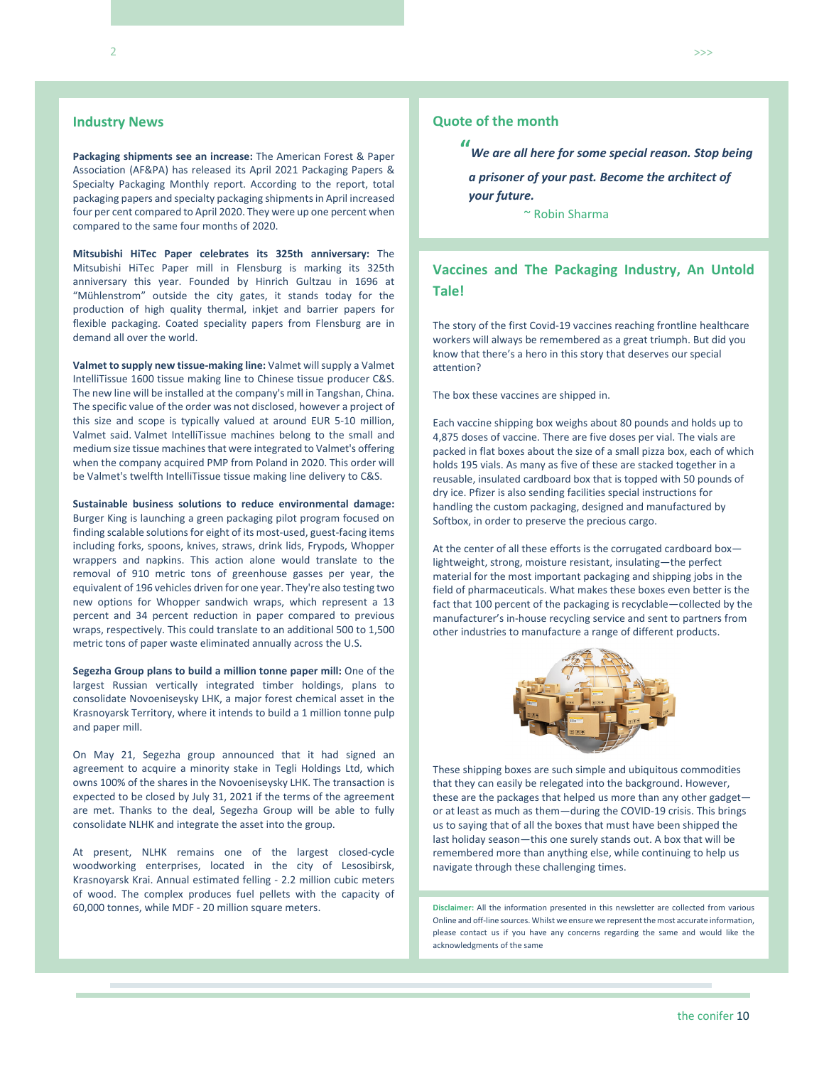## Industry News

**Packaging shipments see an increase:** The American Forest & Paper Association (AF&PA) has released its April 2021 Packaging Papers & Specialty Packaging Monthly report. According to the report, total packaging papers and specialty packaging shipments in April increased four per cent compared to April 2020. They were up one percent when compared to the same four months of 2020.

**Mitsubishi HiTec Paper celebrates its 325th anniversary:** The Mitsubishi HiTec Paper mill in Flensburg is marking its 325th anniversary this year. Founded by Hinrich Gultzau in 1696 at "Mühlenstrom" outside the city gates, it stands today for the production of high quality thermal, inkjet and barrier papers for flexible packaging. Coated speciality papers from Flensburg are in demand all over the world.

**Valmet to supply new tissue-making line:** Valmet will supply a Valmet IntelliTissue 1600 tissue making line to Chinese tissue producer C&S. The new line will be installed at the company's mill in Tangshan, China. The specific value of the order was not disclosed, however a project of this size and scope is typically valued at around EUR 5-10 million, Valmet said. Valmet IntelliTissue machines belong to the small and medium size tissue machines that were integrated to Valmet's offering when the company acquired PMP from Poland in 2020. This order will be Valmet's twelfth IntelliTissue tissue making line delivery to C&S.

**Sustainable business solutions to reduce environmental damage:** Burger King is launching a green packaging pilot program focused on finding scalable solutions for eight of its most-used, guest-facing items including forks, spoons, knives, straws, drink lids, Frypods, Whopper wrappers and napkins. This action alone would translate to the removal of 910 metric tons of greenhouse gasses per year, the equivalent of 196 vehicles driven for one year. They're also testing two new options for Whopper sandwich wraps, which represent a 13 percent and 34 percent reduction in paper compared to previous wraps, respectively. This could translate to an additional 500 to 1,500 metric tons of paper waste eliminated annually across the U.S.

**Segezha Group plans to build a million tonne paper mill:** One of the largest Russian vertically integrated timber holdings, plans to consolidate Novoeniseysky LHK, a major forest chemical asset in the Krasnoyarsk Territory, where it intends to build a 1 million tonne pulp and paper mill.

On May 21, Segezha group announced that it had signed an agreement to acquire a minority stake in Tegli Holdings Ltd, which owns 100% of the shares in the Novoeniseysky LHK. The transaction is expected to be closed by July 31, 2021 if the terms of the agreement are met. Thanks to the deal, Segezha Group will be able to fully consolidate NLHK and integrate the asset into the group.

At present, NLHK remains one of the largest closed-cycle woodworking enterprises, located in the city of Lesosibirsk, Krasnoyarsk Krai. Annual estimated felling - 2.2 million cubic meters of wood. The complex produces fuel pellets with the capacity of 60,000 tonnes, while MDF - 20 million square meters.

## Quote of the month

> ***"We are all here for some special reason. Stop being a prisoner of your past. Become the architect of your future.***
>
> ~ Robin Sharma

## Vaccines and The Packaging Industry, An Untold Tale!

The story of the first Covid-19 vaccines reaching frontline healthcare workers will always be remembered as a great triumph. But did you know that there's a hero in this story that deserves our special attention?

The box these vaccines are shipped in.

Each vaccine shipping box weighs about 80 pounds and holds up to 4,875 doses of vaccine. There are five doses per vial. The vials are packed in flat boxes about the size of a small pizza box, each of which holds 195 vials. As many as five of these are stacked together in a reusable, insulated cardboard box that is topped with 50 pounds of dry ice. Pfizer is also sending facilities special instructions for handling the custom packaging, designed and manufactured by Softbox, in order to preserve the precious cargo.

At the center of all these efforts is the corrugated cardboard box—lightweight, strong, moisture resistant, insulating—the perfect material for the most important packaging and shipping jobs in the field of pharmaceuticals. What makes these boxes even better is the fact that 100 percent of the packaging is recyclable—collected by the manufacturer's in-house recycling service and sent to partners from other industries to manufacture a range of different products.

These shipping boxes are such simple and ubiquitous commodities that they can easily be relegated into the background. However, these are the packages that helped us more than any other gadget—or at least as much as them—during the COVID-19 crisis. This brings us to saying that of all the boxes that must have been shipped the last holiday season—this one surely stands out. A box that will be remembered more than anything else, while continuing to help us navigate through these challenging times.

**Disclaimer:** All the information presented in this newsletter are collected from various Online and off-line sources. Whilst we ensure we represent the most accurate information, please contact us if you have any concerns regarding the same and would like the acknowledgments of the same